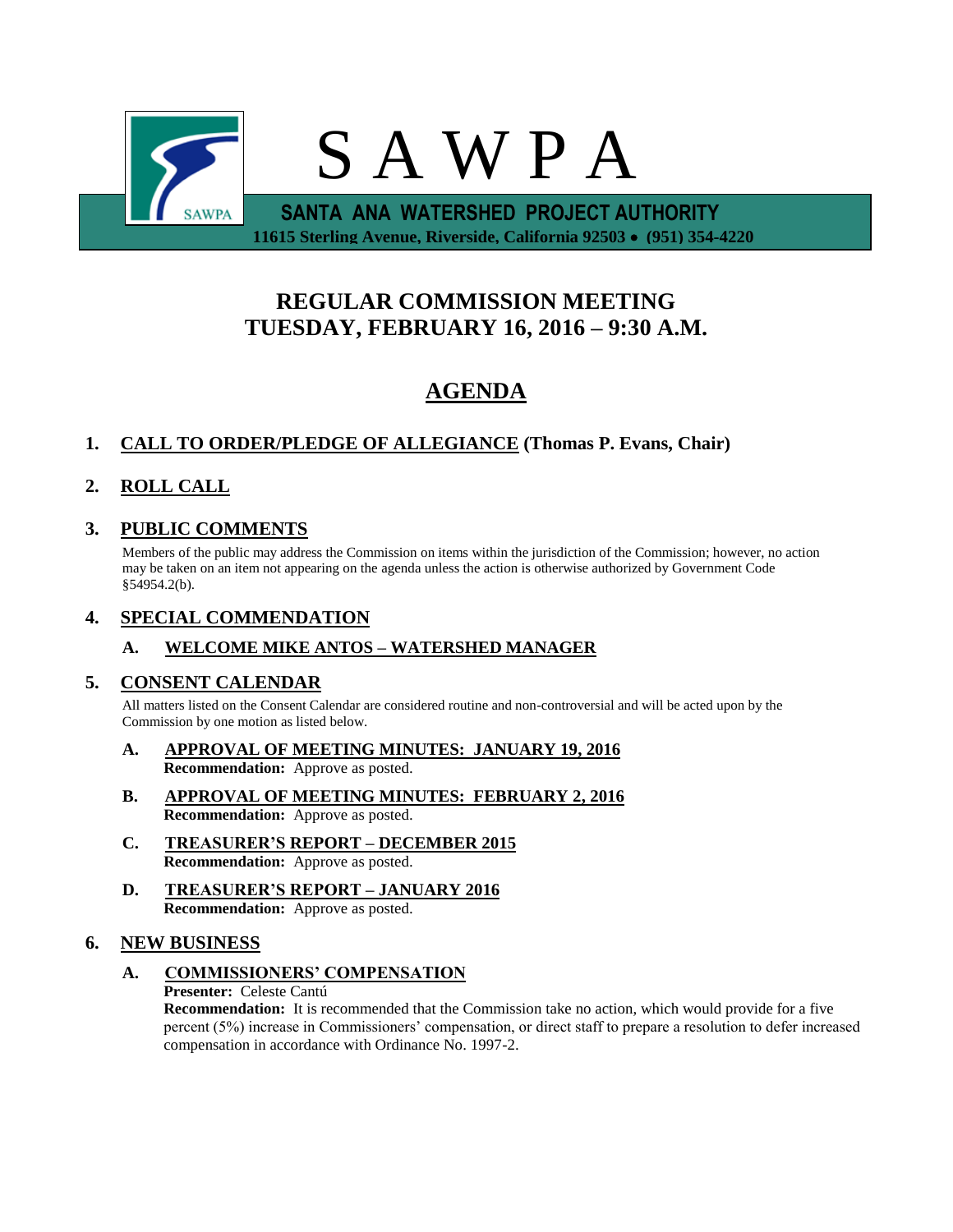# S A W P A

**SANTA ANA WATERSHED PROJECT AUTHORITY**

**11615 Sterling Avenue, Riverside, California 92503 • (951) 354-4220**

## REGULAR COMMISSION MEETING
## TUESDAY, FEBRUARY 16, 2016 – 9:30 A.M.

## AGENDA

**1. CALL TO ORDER/PLEDGE OF ALLEGIANCE (Thomas P. Evans, Chair)**

**2. ROLL CALL**

**3. PUBLIC COMMENTS**

Members of the public may address the Commission on items within the jurisdiction of the Commission; however, no action may be taken on an item not appearing on the agenda unless the action is otherwise authorized by Government Code §54954.2(b).

**4. SPECIAL COMMENDATION**

**A. WELCOME MIKE ANTOS – WATERSHED MANAGER**

**5. CONSENT CALENDAR**

All matters listed on the Consent Calendar are considered routine and non-controversial and will be acted upon by the Commission by one motion as listed below.

**A. APPROVAL OF MEETING MINUTES: JANUARY 19, 2016**
**Recommendation:** Approve as posted.

**B. APPROVAL OF MEETING MINUTES: FEBRUARY 2, 2016**
**Recommendation:** Approve as posted.

**C. TREASURER'S REPORT – DECEMBER 2015**
**Recommendation:** Approve as posted.

**D. TREASURER'S REPORT – JANUARY 2016**
**Recommendation:** Approve as posted.

**6. NEW BUSINESS**

**A. COMMISSIONERS' COMPENSATION**
**Presenter:** Celeste Cantú
**Recommendation:** It is recommended that the Commission take no action, which would provide for a five percent (5%) increase in Commissioners' compensation, or direct staff to prepare a resolution to defer increased compensation in accordance with Ordinance No. 1997-2.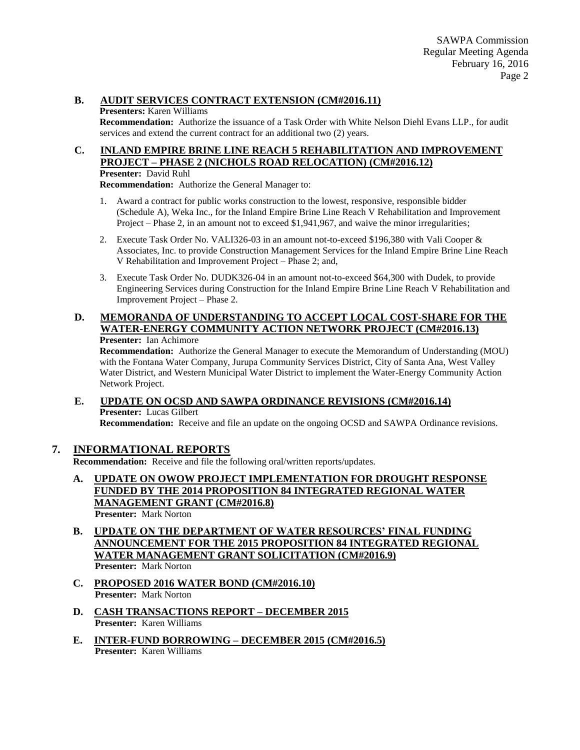**B. AUDIT SERVICES CONTRACT EXTENSION (CM#2016.11)**

**Presenters:** Karen Williams

**Recommendation:** Authorize the issuance of a Task Order with White Nelson Diehl Evans LLP., for audit services and extend the current contract for an additional two (2) years.

**C. INLAND EMPIRE BRINE LINE REACH 5 REHABILITATION AND IMPROVEMENT PROJECT – PHASE 2 (NICHOLS ROAD RELOCATION) (CM#2016.12)**

**Presenter:** David Ruhl

**Recommendation:** Authorize the General Manager to:

1. Award a contract for public works construction to the lowest, responsive, responsible bidder (Schedule A), Weka Inc., for the Inland Empire Brine Line Reach V Rehabilitation and Improvement Project – Phase 2, in an amount not to exceed $1,941,967, and waive the minor irregularities;
2. Execute Task Order No. VALI326-03 in an amount not-to-exceed $196,380 with Vali Cooper & Associates, Inc. to provide Construction Management Services for the Inland Empire Brine Line Reach V Rehabilitation and Improvement Project – Phase 2; and,
3. Execute Task Order No. DUDK326-04 in an amount not-to-exceed $64,300 with Dudek, to provide Engineering Services during Construction for the Inland Empire Brine Line Reach V Rehabilitation and Improvement Project – Phase 2.

**D. MEMORANDA OF UNDERSTANDING TO ACCEPT LOCAL COST-SHARE FOR THE WATER-ENERGY COMMUNITY ACTION NETWORK PROJECT (CM#2016.13)**

**Presenter:** Ian Achimore

**Recommendation:** Authorize the General Manager to execute the Memorandum of Understanding (MOU) with the Fontana Water Company, Jurupa Community Services District, City of Santa Ana, West Valley Water District, and Western Municipal Water District to implement the Water-Energy Community Action Network Project.

**E. UPDATE ON OCSD AND SAWPA ORDINANCE REVISIONS (CM#2016.14)**

**Presenter:** Lucas Gilbert

**Recommendation:** Receive and file an update on the ongoing OCSD and SAWPA Ordinance revisions.

## 7. INFORMATIONAL REPORTS

**Recommendation:** Receive and file the following oral/written reports/updates.

**A. UPDATE ON OWOW PROJECT IMPLEMENTATION FOR DROUGHT RESPONSE FUNDED BY THE 2014 PROPOSITION 84 INTEGRATED REGIONAL WATER MANAGEMENT GRANT (CM#2016.8)**

**Presenter:** Mark Norton

**B. UPDATE ON THE DEPARTMENT OF WATER RESOURCES' FINAL FUNDING ANNOUNCEMENT FOR THE 2015 PROPOSITION 84 INTEGRATED REGIONAL WATER MANAGEMENT GRANT SOLICITATION (CM#2016.9)**

**Presenter:** Mark Norton

**C. PROPOSED 2016 WATER BOND (CM#2016.10)**

**Presenter:** Mark Norton

**D. CASH TRANSACTIONS REPORT – DECEMBER 2015**

**Presenter:** Karen Williams

**E. INTER-FUND BORROWING – DECEMBER 2015 (CM#2016.5)**

**Presenter:** Karen Williams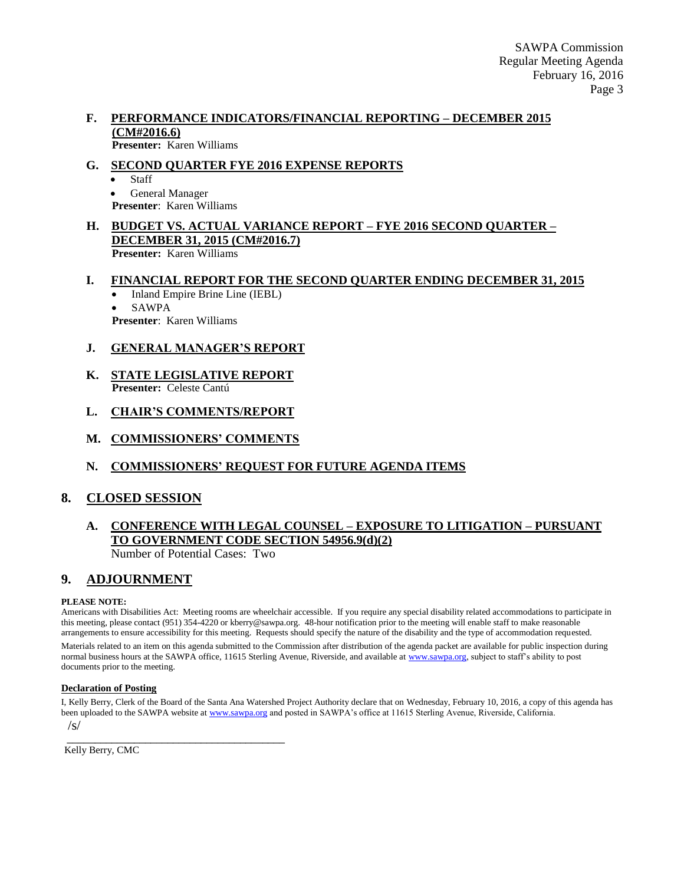### F. PERFORMANCE INDICATORS/FINANCIAL REPORTING – DECEMBER 2015 (CM#2016.6)

**Presenter:** Karen Williams

### G. SECOND QUARTER FYE 2016 EXPENSE REPORTS

- Staff
- General Manager

**Presenter**: Karen Williams

### H. BUDGET VS. ACTUAL VARIANCE REPORT – FYE 2016 SECOND QUARTER – DECEMBER 31, 2015 (CM#2016.7)

**Presenter:** Karen Williams

### I. FINANCIAL REPORT FOR THE SECOND QUARTER ENDING DECEMBER 31, 2015

- Inland Empire Brine Line (IEBL)
- SAWPA

**Presenter**: Karen Williams

### J. GENERAL MANAGER'S REPORT

### K. STATE LEGISLATIVE REPORT

**Presenter:** Celeste Cantú

### L. CHAIR'S COMMENTS/REPORT

### M. COMMISSIONERS' COMMENTS

### N. COMMISSIONERS' REQUEST FOR FUTURE AGENDA ITEMS

## 8. CLOSED SESSION

### A. CONFERENCE WITH LEGAL COUNSEL – EXPOSURE TO LITIGATION – PURSUANT TO GOVERNMENT CODE SECTION 54956.9(d)(2)

Number of Potential Cases: Two

## 9. ADJOURNMENT

**PLEASE NOTE:**

Americans with Disabilities Act: Meeting rooms are wheelchair accessible. If you require any special disability related accommodations to participate in this meeting, please contact (951) 354-4220 or kberry@sawpa.org. 48-hour notification prior to the meeting will enable staff to make reasonable arrangements to ensure accessibility for this meeting. Requests should specify the nature of the disability and the type of accommodation requested.

Materials related to an item on this agenda submitted to the Commission after distribution of the agenda packet are available for public inspection during normal business hours at the SAWPA office, 11615 Sterling Avenue, Riverside, and available at www.sawpa.org, subject to staff's ability to post documents prior to the meeting.

**Declaration of Posting**

I, Kelly Berry, Clerk of the Board of the Santa Ana Watershed Project Authority declare that on Wednesday, February 10, 2016, a copy of this agenda has been uploaded to the SAWPA website at www.sawpa.org and posted in SAWPA's office at 11615 Sterling Avenue, Riverside, California.

/s/

\_\_\_\_\_\_\_\_\_\_\_\_\_\_\_\_\_\_\_\_\_\_\_\_\_\_\_\_\_\_\_\_\_\_\_\_\_\_\_\_

Kelly Berry, CMC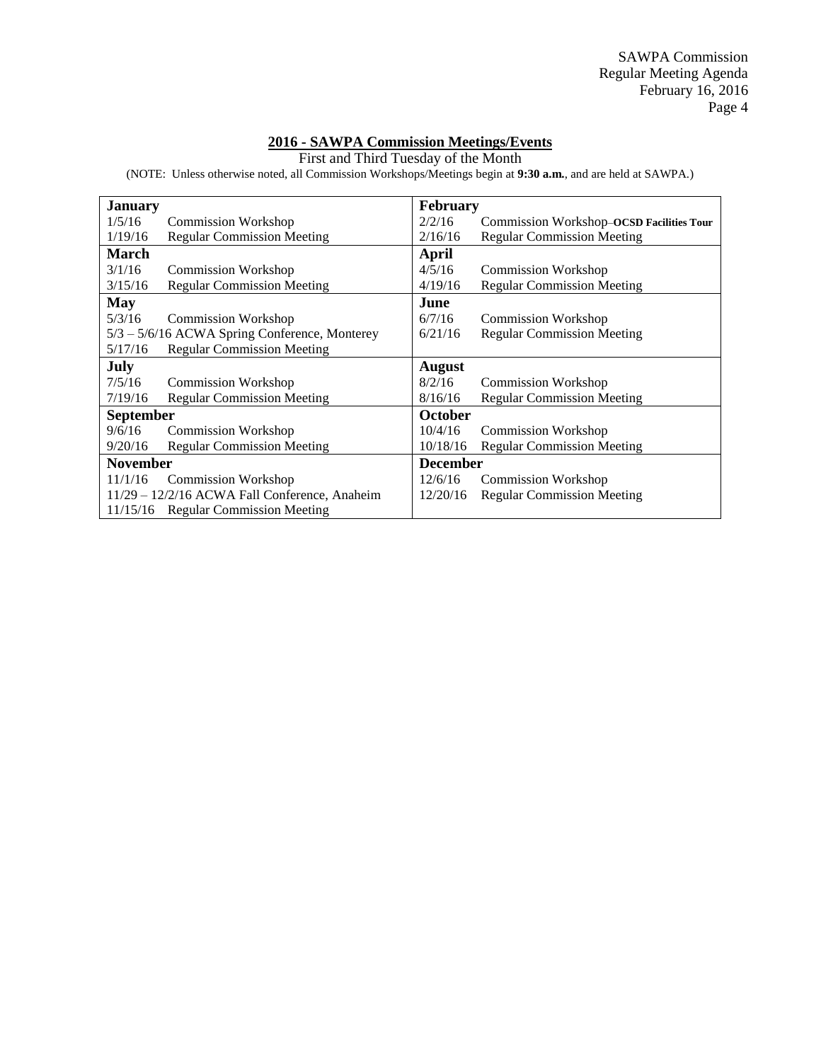**2016 - SAWPA Commission Meetings/Events**

First and Third Tuesday of the Month

(NOTE: Unless otherwise noted, all Commission Workshops/Meetings begin at **9:30 a.m.**, and are held at SAWPA.)

| | |
|---|---|
| **January** | **February** |
| 1/5/16 Commission Workshop | 2/2/16 Commission Workshop–**OCSD Facilities Tour** |
| 1/19/16 Regular Commission Meeting | 2/16/16 Regular Commission Meeting |
| **March** | **April** |
| 3/1/16 Commission Workshop | 4/5/16 Commission Workshop |
| 3/15/16 Regular Commission Meeting | 4/19/16 Regular Commission Meeting |
| **May** | **June** |
| 5/3/16 Commission Workshop | 6/7/16 Commission Workshop |
| 5/3 – 5/6/16 ACWA Spring Conference, Monterey | 6/21/16 Regular Commission Meeting |
| 5/17/16 Regular Commission Meeting | |
| **July** | **August** |
| 7/5/16 Commission Workshop | 8/2/16 Commission Workshop |
| 7/19/16 Regular Commission Meeting | 8/16/16 Regular Commission Meeting |
| **September** | **October** |
| 9/6/16 Commission Workshop | 10/4/16 Commission Workshop |
| 9/20/16 Regular Commission Meeting | 10/18/16 Regular Commission Meeting |
| **November** | **December** |
| 11/1/16 Commission Workshop | 12/6/16 Commission Workshop |
| 11/29 – 12/2/16 ACWA Fall Conference, Anaheim | 12/20/16 Regular Commission Meeting |
| 11/15/16 Regular Commission Meeting | |